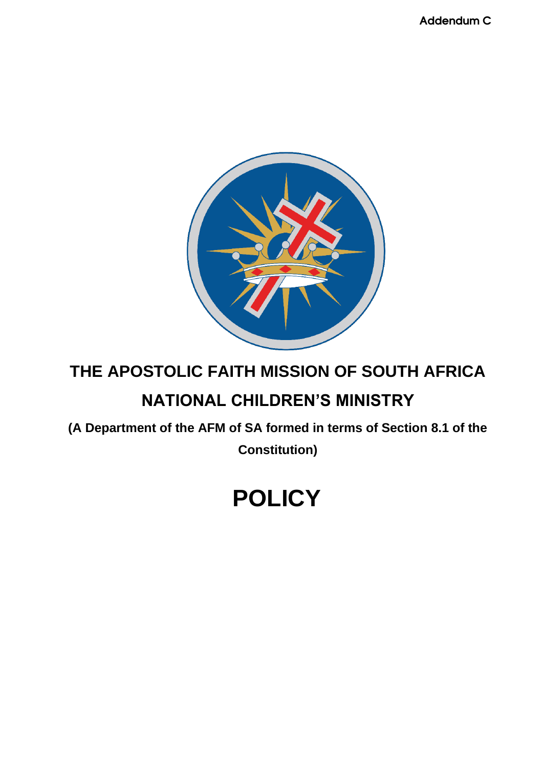Addendum C

# THE APOSTOLIC FAITH MISSION OF SOUTH AFRICA

# NATIONAL CHILDREN'S MINISTRY

**(A Department of the AFM of SA formed in terms of Section 8.1 of the Constitution)**

# POLICY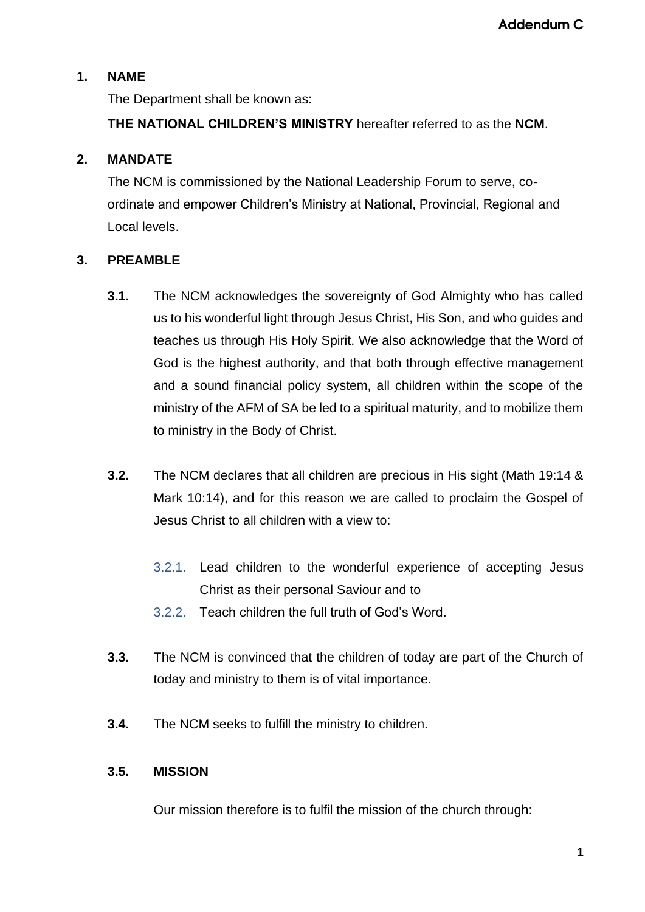Addendum C

## 1. NAME

The Department shall be known as:

**THE NATIONAL CHILDREN'S MINISTRY** hereafter referred to as the **NCM**.

## 2. MANDATE

The NCM is commissioned by the National Leadership Forum to serve, co-ordinate and empower Children's Ministry at National, Provincial, Regional and Local levels.

## 3. PREAMBLE

**3.1.** The NCM acknowledges the sovereignty of God Almighty who has called us to his wonderful light through Jesus Christ, His Son, and who guides and teaches us through His Holy Spirit. We also acknowledge that the Word of God is the highest authority, and that both through effective management and a sound financial policy system, all children within the scope of the ministry of the AFM of SA be led to a spiritual maturity, and to mobilize them to ministry in the Body of Christ.

**3.2.** The NCM declares that all children are precious in His sight (Math 19:14 & Mark 10:14), and for this reason we are called to proclaim the Gospel of Jesus Christ to all children with a view to:

- 3.2.1. Lead children to the wonderful experience of accepting Jesus Christ as their personal Saviour and to
- 3.2.2. Teach children the full truth of God's Word.

**3.3.** The NCM is convinced that the children of today are part of the Church of today and ministry to them is of vital importance.

**3.4.** The NCM seeks to fulfill the ministry to children.

### 3.5. MISSION

Our mission therefore is to fulfil the mission of the church through: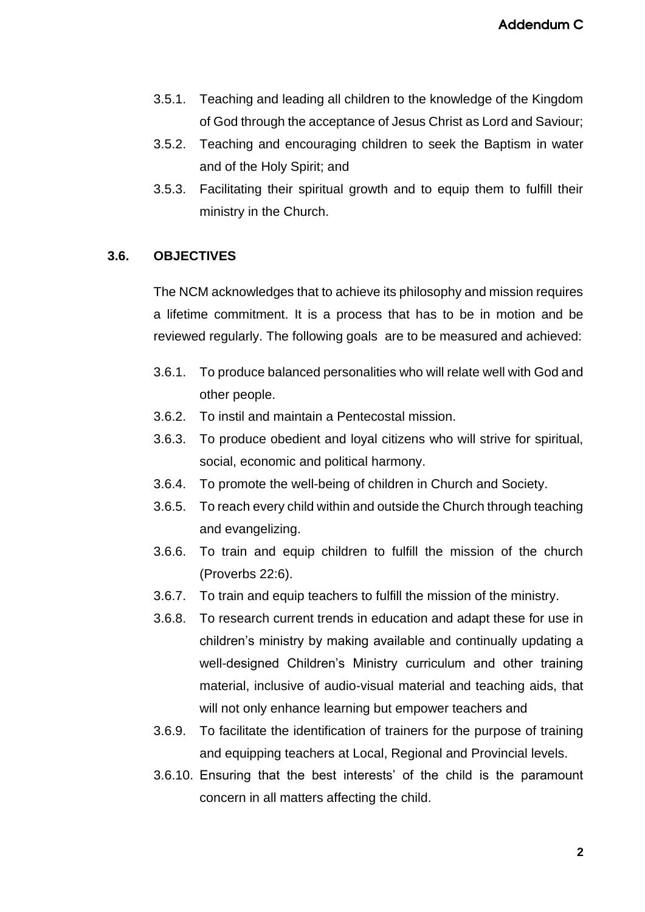3.5.1. Teaching and leading all children to the knowledge of the Kingdom of God through the acceptance of Jesus Christ as Lord and Saviour;

3.5.2. Teaching and encouraging children to seek the Baptism in water and of the Holy Spirit; and

3.5.3. Facilitating their spiritual growth and to equip them to fulfill their ministry in the Church.

### 3.6. OBJECTIVES

The NCM acknowledges that to achieve its philosophy and mission requires a lifetime commitment. It is a process that has to be in motion and be reviewed regularly. The following goals are to be measured and achieved:

3.6.1. To produce balanced personalities who will relate well with God and other people.

3.6.2. To instil and maintain a Pentecostal mission.

3.6.3. To produce obedient and loyal citizens who will strive for spiritual, social, economic and political harmony.

3.6.4. To promote the well-being of children in Church and Society.

3.6.5. To reach every child within and outside the Church through teaching and evangelizing.

3.6.6. To train and equip children to fulfill the mission of the church (Proverbs 22:6).

3.6.7. To train and equip teachers to fulfill the mission of the ministry.

3.6.8. To research current trends in education and adapt these for use in children's ministry by making available and continually updating a well-designed Children's Ministry curriculum and other training material, inclusive of audio-visual material and teaching aids, that will not only enhance learning but empower teachers and

3.6.9. To facilitate the identification of trainers for the purpose of training and equipping teachers at Local, Regional and Provincial levels.

3.6.10. Ensuring that the best interests' of the child is the paramount concern in all matters affecting the child.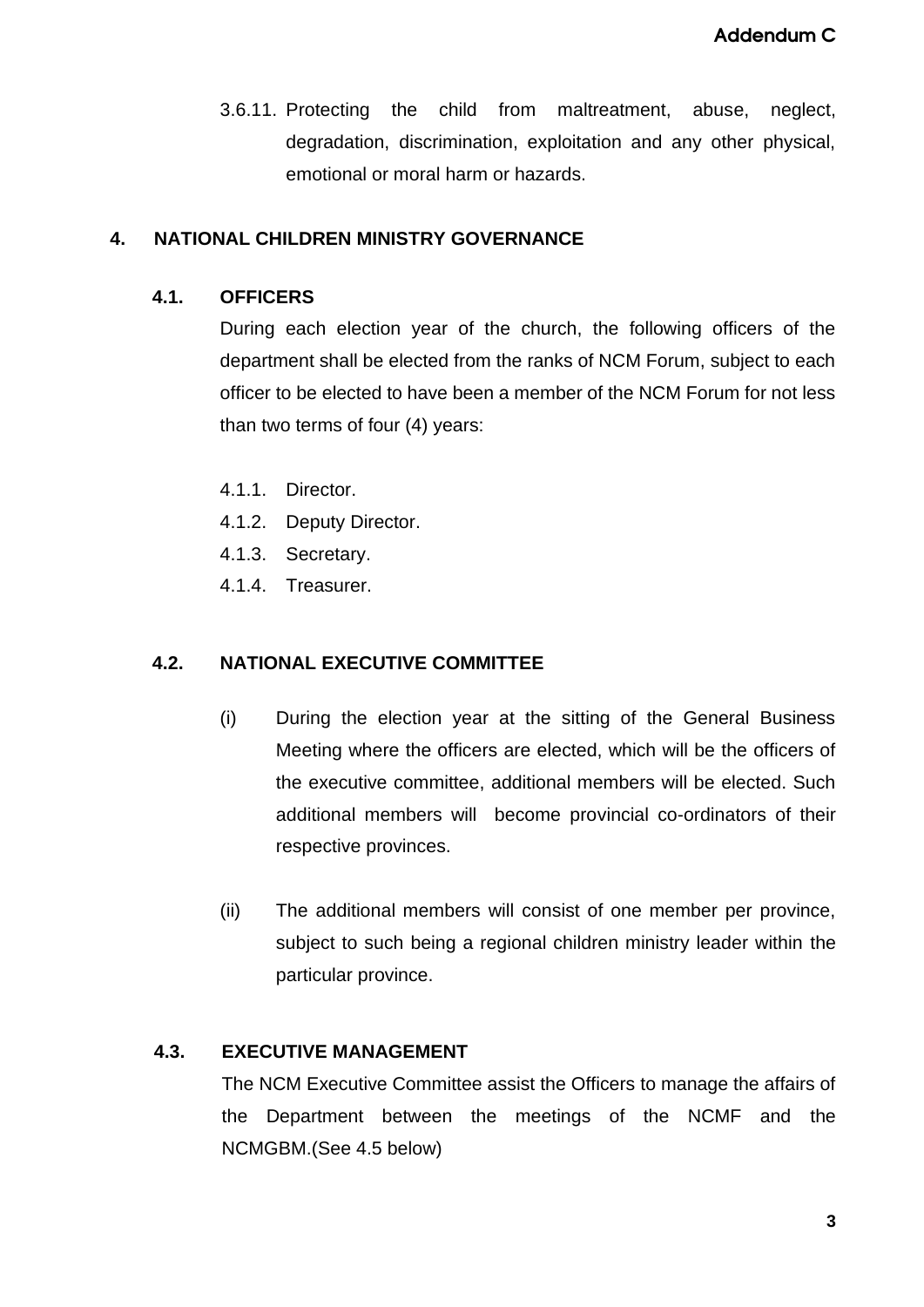3.6.11. Protecting the child from maltreatment, abuse, neglect, degradation, discrimination, exploitation and any other physical, emotional or moral harm or hazards.

## 4. NATIONAL CHILDREN MINISTRY GOVERNANCE

### 4.1. OFFICERS

During each election year of the church, the following officers of the department shall be elected from the ranks of NCM Forum, subject to each officer to be elected to have been a member of the NCM Forum for not less than two terms of four (4) years:

4.1.1. Director.
4.1.2. Deputy Director.
4.1.3. Secretary.
4.1.4. Treasurer.

### 4.2. NATIONAL EXECUTIVE COMMITTEE

(i) During the election year at the sitting of the General Business Meeting where the officers are elected, which will be the officers of the executive committee, additional members will be elected. Such additional members will become provincial co-ordinators of their respective provinces.

(ii) The additional members will consist of one member per province, subject to such being a regional children ministry leader within the particular province.

### 4.3. EXECUTIVE MANAGEMENT

The NCM Executive Committee assist the Officers to manage the affairs of the Department between the meetings of the NCMF and the NCMGBM.(See 4.5 below)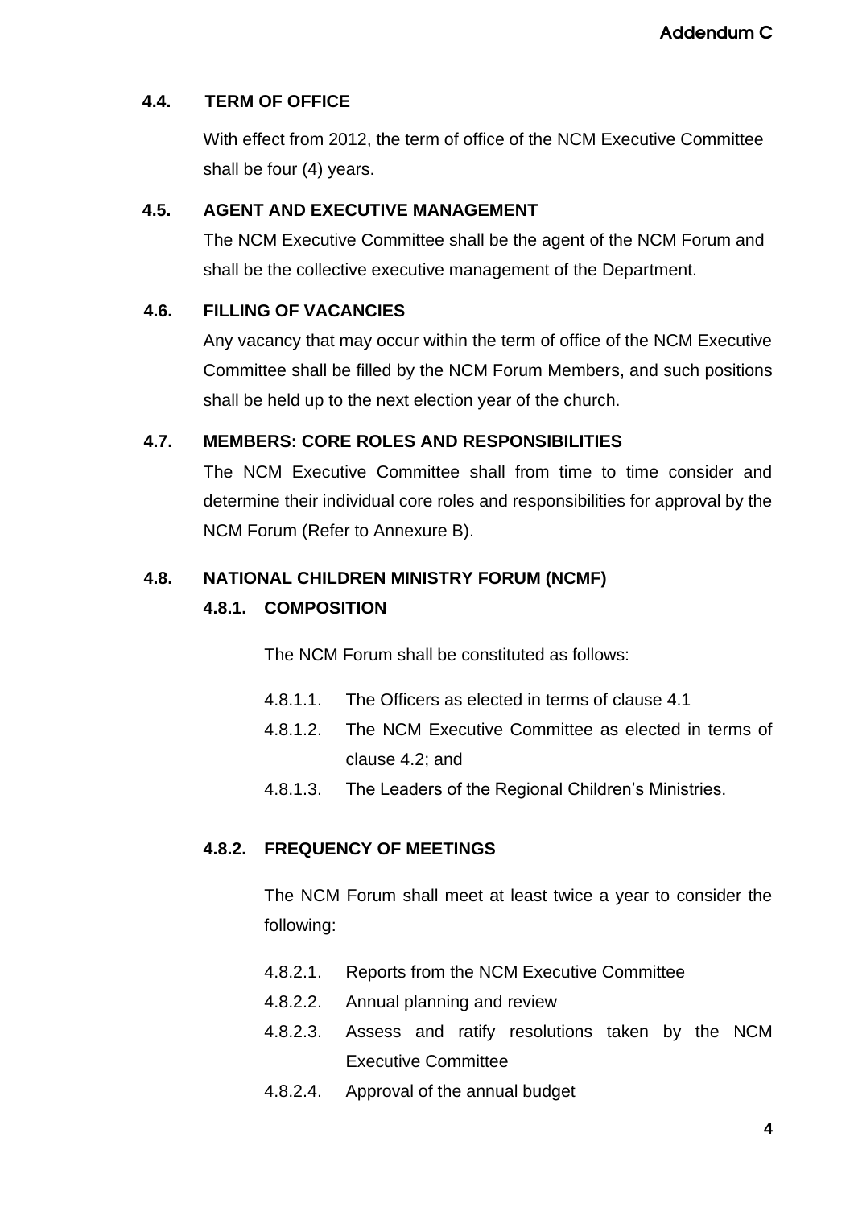### 4.4. TERM OF OFFICE

With effect from 2012, the term of office of the NCM Executive Committee shall be four (4) years.

### 4.5. AGENT AND EXECUTIVE MANAGEMENT

The NCM Executive Committee shall be the agent of the NCM Forum and shall be the collective executive management of the Department.

### 4.6. FILLING OF VACANCIES

Any vacancy that may occur within the term of office of the NCM Executive Committee shall be filled by the NCM Forum Members, and such positions shall be held up to the next election year of the church.

### 4.7. MEMBERS: CORE ROLES AND RESPONSIBILITIES

The NCM Executive Committee shall from time to time consider and determine their individual core roles and responsibilities for approval by the NCM Forum (Refer to Annexure B).

### 4.8. NATIONAL CHILDREN MINISTRY FORUM (NCMF)

#### 4.8.1. COMPOSITION

The NCM Forum shall be constituted as follows:

4.8.1.1. The Officers as elected in terms of clause 4.1

4.8.1.2. The NCM Executive Committee as elected in terms of clause 4.2; and

4.8.1.3. The Leaders of the Regional Children's Ministries.

#### 4.8.2. FREQUENCY OF MEETINGS

The NCM Forum shall meet at least twice a year to consider the following:

4.8.2.1. Reports from the NCM Executive Committee

4.8.2.2. Annual planning and review

4.8.2.3. Assess and ratify resolutions taken by the NCM Executive Committee

4.8.2.4. Approval of the annual budget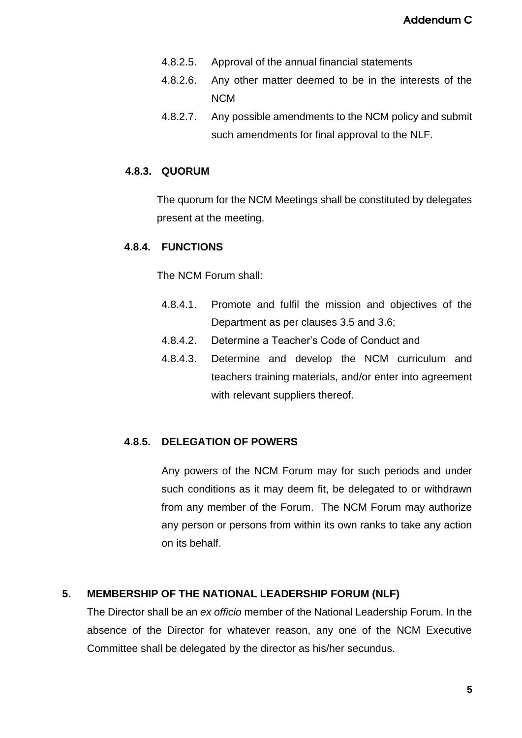4.8.2.5. Approval of the annual financial statements

4.8.2.6. Any other matter deemed to be in the interests of the NCM

4.8.2.7. Any possible amendments to the NCM policy and submit such amendments for final approval to the NLF.

#### 4.8.3. QUORUM

The quorum for the NCM Meetings shall be constituted by delegates present at the meeting.

#### 4.8.4. FUNCTIONS

The NCM Forum shall:

4.8.4.1. Promote and fulfil the mission and objectives of the Department as per clauses 3.5 and 3.6;

4.8.4.2. Determine a Teacher's Code of Conduct and

4.8.4.3. Determine and develop the NCM curriculum and teachers training materials, and/or enter into agreement with relevant suppliers thereof.

#### 4.8.5. DELEGATION OF POWERS

Any powers of the NCM Forum may for such periods and under such conditions as it may deem fit, be delegated to or withdrawn from any member of the Forum. The NCM Forum may authorize any person or persons from within its own ranks to take any action on its behalf.

## 5. MEMBERSHIP OF THE NATIONAL LEADERSHIP FORUM (NLF)

The Director shall be an *ex officio* member of the National Leadership Forum. In the absence of the Director for whatever reason, any one of the NCM Executive Committee shall be delegated by the director as his/her secundus.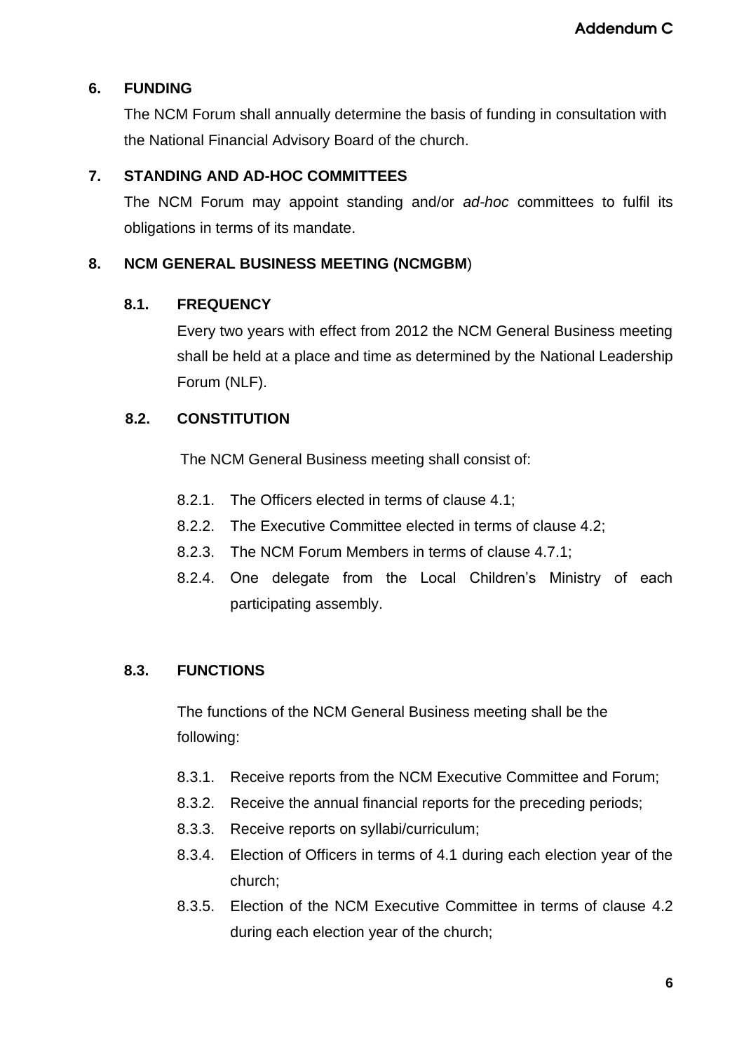## 6. FUNDING

The NCM Forum shall annually determine the basis of funding in consultation with the National Financial Advisory Board of the church.

## 7. STANDING AND AD-HOC COMMITTEES

The NCM Forum may appoint standing and/or *ad-hoc* committees to fulfil its obligations in terms of its mandate.

## 8. NCM GENERAL BUSINESS MEETING (NCMGBM)

### 8.1. FREQUENCY

Every two years with effect from 2012 the NCM General Business meeting shall be held at a place and time as determined by the National Leadership Forum (NLF).

### 8.2. CONSTITUTION

The NCM General Business meeting shall consist of:

- 8.2.1. The Officers elected in terms of clause 4.1;
- 8.2.2. The Executive Committee elected in terms of clause 4.2;
- 8.2.3. The NCM Forum Members in terms of clause 4.7.1;
- 8.2.4. One delegate from the Local Children's Ministry of each participating assembly.

### 8.3. FUNCTIONS

The functions of the NCM General Business meeting shall be the following:

- 8.3.1. Receive reports from the NCM Executive Committee and Forum;
- 8.3.2. Receive the annual financial reports for the preceding periods;
- 8.3.3. Receive reports on syllabi/curriculum;
- 8.3.4. Election of Officers in terms of 4.1 during each election year of the church;
- 8.3.5. Election of the NCM Executive Committee in terms of clause 4.2 during each election year of the church;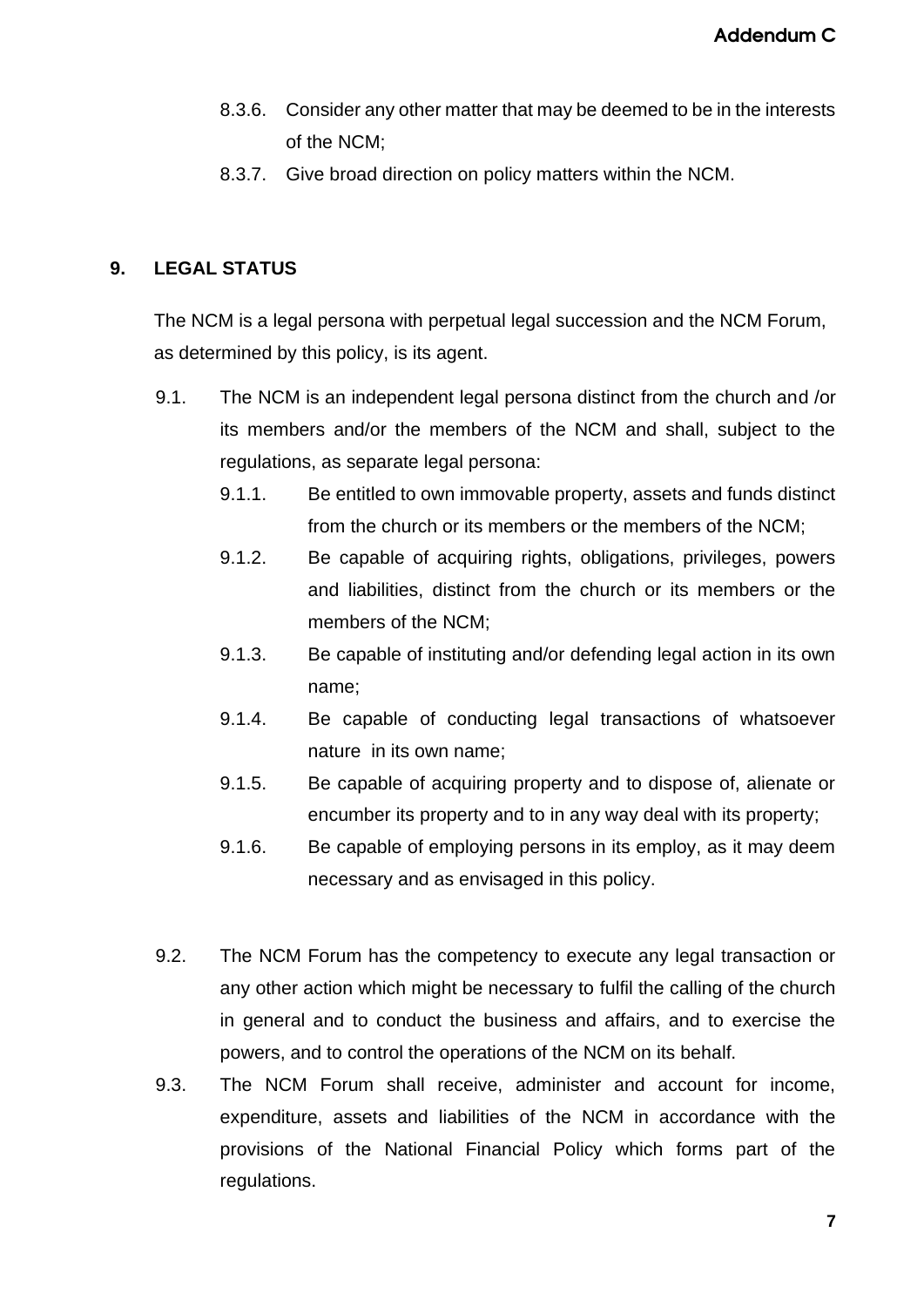8.3.6. Consider any other matter that may be deemed to be in the interests of the NCM;

8.3.7. Give broad direction on policy matters within the NCM.

## 9. LEGAL STATUS

The NCM is a legal persona with perpetual legal succession and the NCM Forum, as determined by this policy, is its agent.

9.1. The NCM is an independent legal persona distinct from the church and /or its members and/or the members of the NCM and shall, subject to the regulations, as separate legal persona:

9.1.1. Be entitled to own immovable property, assets and funds distinct from the church or its members or the members of the NCM;

9.1.2. Be capable of acquiring rights, obligations, privileges, powers and liabilities, distinct from the church or its members or the members of the NCM;

9.1.3. Be capable of instituting and/or defending legal action in its own name;

9.1.4. Be capable of conducting legal transactions of whatsoever nature in its own name;

9.1.5. Be capable of acquiring property and to dispose of, alienate or encumber its property and to in any way deal with its property;

9.1.6. Be capable of employing persons in its employ, as it may deem necessary and as envisaged in this policy.

9.2. The NCM Forum has the competency to execute any legal transaction or any other action which might be necessary to fulfil the calling of the church in general and to conduct the business and affairs, and to exercise the powers, and to control the operations of the NCM on its behalf.

9.3. The NCM Forum shall receive, administer and account for income, expenditure, assets and liabilities of the NCM in accordance with the provisions of the National Financial Policy which forms part of the regulations.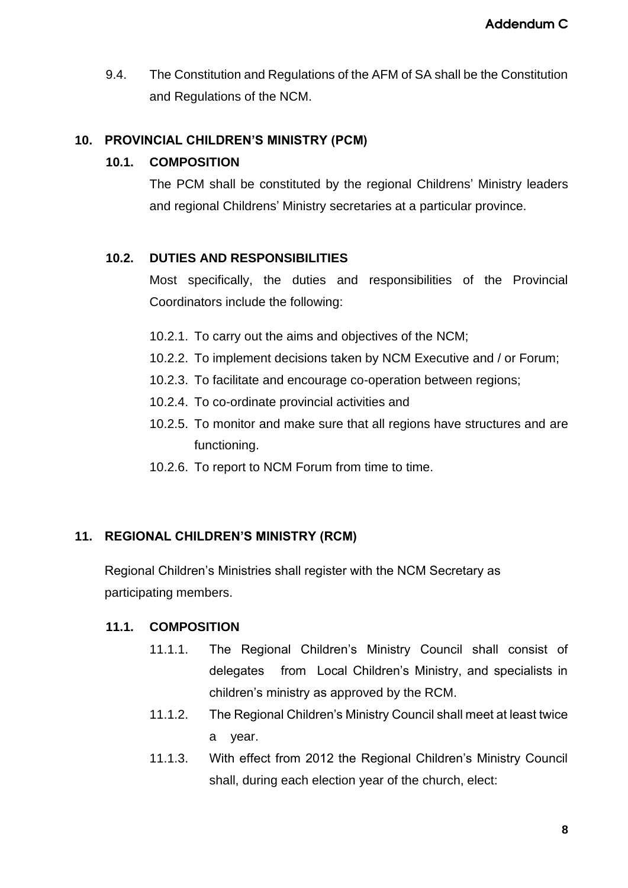9.4. The Constitution and Regulations of the AFM of SA shall be the Constitution and Regulations of the NCM.

## 10. PROVINCIAL CHILDREN'S MINISTRY (PCM)

### 10.1. COMPOSITION

The PCM shall be constituted by the regional Childrens' Ministry leaders and regional Childrens' Ministry secretaries at a particular province.

### 10.2. DUTIES AND RESPONSIBILITIES

Most specifically, the duties and responsibilities of the Provincial Coordinators include the following:

10.2.1. To carry out the aims and objectives of the NCM;

10.2.2. To implement decisions taken by NCM Executive and / or Forum;

10.2.3. To facilitate and encourage co-operation between regions;

10.2.4. To co-ordinate provincial activities and

10.2.5. To monitor and make sure that all regions have structures and are functioning.

10.2.6. To report to NCM Forum from time to time.

## 11. REGIONAL CHILDREN'S MINISTRY (RCM)

Regional Children's Ministries shall register with the NCM Secretary as participating members.

### 11.1. COMPOSITION

11.1.1. The Regional Children's Ministry Council shall consist of delegates from Local Children's Ministry, and specialists in children's ministry as approved by the RCM.

11.1.2. The Regional Children's Ministry Council shall meet at least twice a year.

11.1.3. With effect from 2012 the Regional Children's Ministry Council shall, during each election year of the church, elect: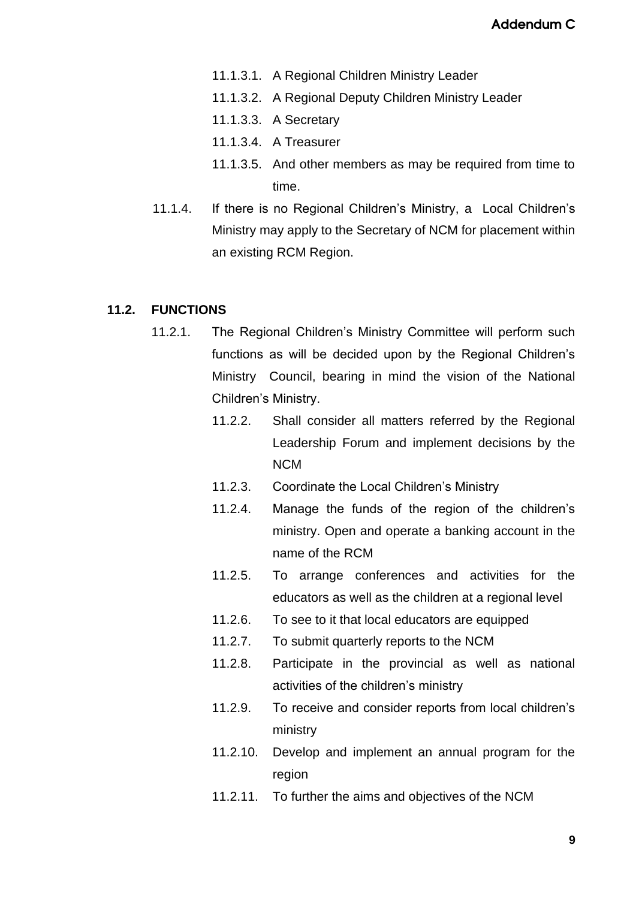- 11.1.3.1. A Regional Children Ministry Leader
- 11.1.3.2. A Regional Deputy Children Ministry Leader
- 11.1.3.3. A Secretary
- 11.1.3.4. A Treasurer
- 11.1.3.5. And other members as may be required from time to time.

11.1.4. If there is no Regional Children's Ministry, a Local Children's Ministry may apply to the Secretary of NCM for placement within an existing RCM Region.

**11.2. FUNCTIONS**

11.2.1. The Regional Children's Ministry Committee will perform such functions as will be decided upon by the Regional Children's Ministry Council, bearing in mind the vision of the National Children's Ministry.

- 11.2.2. Shall consider all matters referred by the Regional Leadership Forum and implement decisions by the NCM
- 11.2.3. Coordinate the Local Children's Ministry
- 11.2.4. Manage the funds of the region of the children's ministry. Open and operate a banking account in the name of the RCM
- 11.2.5. To arrange conferences and activities for the educators as well as the children at a regional level
- 11.2.6. To see to it that local educators are equipped
- 11.2.7. To submit quarterly reports to the NCM
- 11.2.8. Participate in the provincial as well as national activities of the children's ministry
- 11.2.9. To receive and consider reports from local children's ministry
- 11.2.10. Develop and implement an annual program for the region
- 11.2.11. To further the aims and objectives of the NCM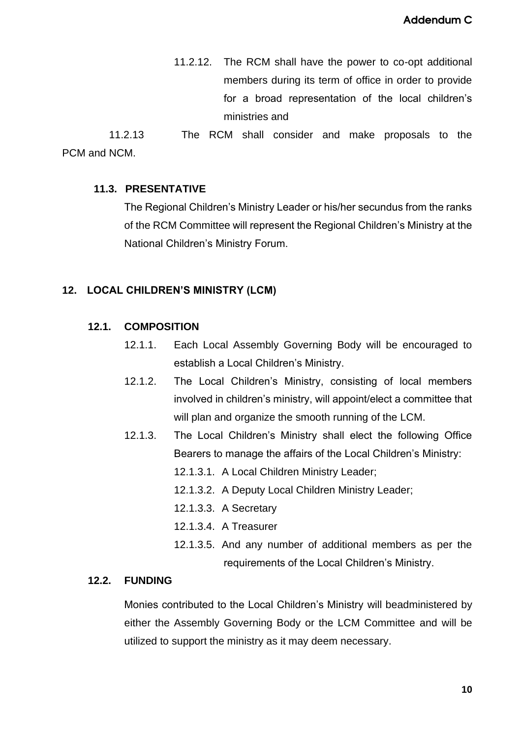11.2.12. The RCM shall have the power to co-opt additional members during its term of office in order to provide for a broad representation of the local children's ministries and

11.2.13 The RCM shall consider and make proposals to the PCM and NCM.

### 11.3. PRESENTATIVE

The Regional Children's Ministry Leader or his/her secundus from the ranks of the RCM Committee will represent the Regional Children's Ministry at the National Children's Ministry Forum.

## 12. LOCAL CHILDREN'S MINISTRY (LCM)

### 12.1. COMPOSITION

12.1.1. Each Local Assembly Governing Body will be encouraged to establish a Local Children's Ministry.

12.1.2. The Local Children's Ministry, consisting of local members involved in children's ministry, will appoint/elect a committee that will plan and organize the smooth running of the LCM.

12.1.3. The Local Children's Ministry shall elect the following Office Bearers to manage the affairs of the Local Children's Ministry:

- 12.1.3.1. A Local Children Ministry Leader;
- 12.1.3.2. A Deputy Local Children Ministry Leader;
- 12.1.3.3. A Secretary
- 12.1.3.4. A Treasurer
- 12.1.3.5. And any number of additional members as per the requirements of the Local Children's Ministry.

### 12.2. FUNDING

Monies contributed to the Local Children's Ministry will beadministered by either the Assembly Governing Body or the LCM Committee and will be utilized to support the ministry as it may deem necessary.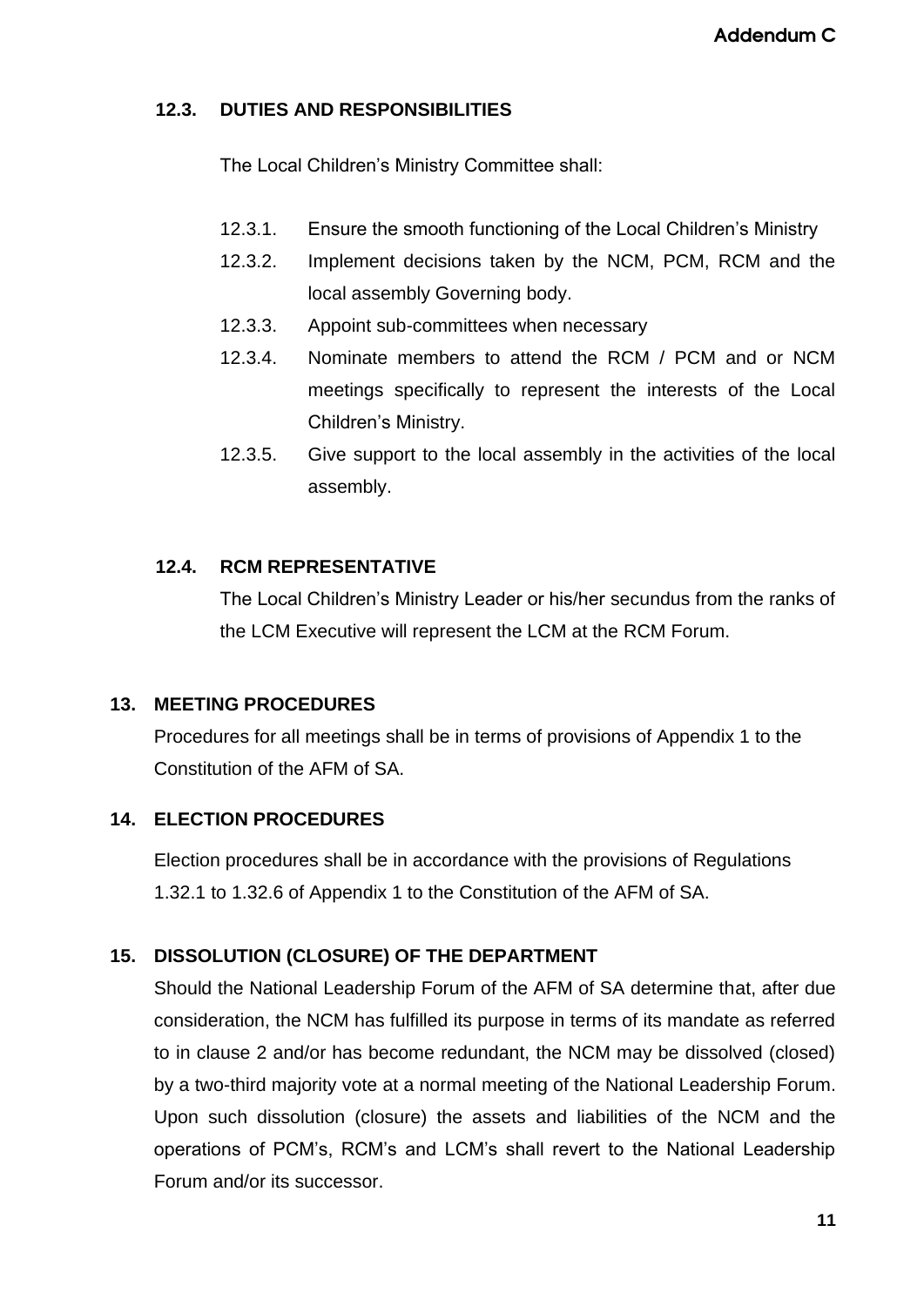### 12.3. DUTIES AND RESPONSIBILITIES

The Local Children's Ministry Committee shall:

- 12.3.1. Ensure the smooth functioning of the Local Children's Ministry
- 12.3.2. Implement decisions taken by the NCM, PCM, RCM and the local assembly Governing body.
- 12.3.3. Appoint sub-committees when necessary
- 12.3.4. Nominate members to attend the RCM / PCM and or NCM meetings specifically to represent the interests of the Local Children's Ministry.
- 12.3.5. Give support to the local assembly in the activities of the local assembly.

### 12.4. RCM REPRESENTATIVE

The Local Children's Ministry Leader or his/her secundus from the ranks of the LCM Executive will represent the LCM at the RCM Forum.

## 13. MEETING PROCEDURES

Procedures for all meetings shall be in terms of provisions of Appendix 1 to the Constitution of the AFM of SA.

## 14. ELECTION PROCEDURES

Election procedures shall be in accordance with the provisions of Regulations 1.32.1 to 1.32.6 of Appendix 1 to the Constitution of the AFM of SA.

## 15. DISSOLUTION (CLOSURE) OF THE DEPARTMENT

Should the National Leadership Forum of the AFM of SA determine that, after due consideration, the NCM has fulfilled its purpose in terms of its mandate as referred to in clause 2 and/or has become redundant, the NCM may be dissolved (closed) by a two-third majority vote at a normal meeting of the National Leadership Forum. Upon such dissolution (closure) the assets and liabilities of the NCM and the operations of PCM's, RCM's and LCM's shall revert to the National Leadership Forum and/or its successor.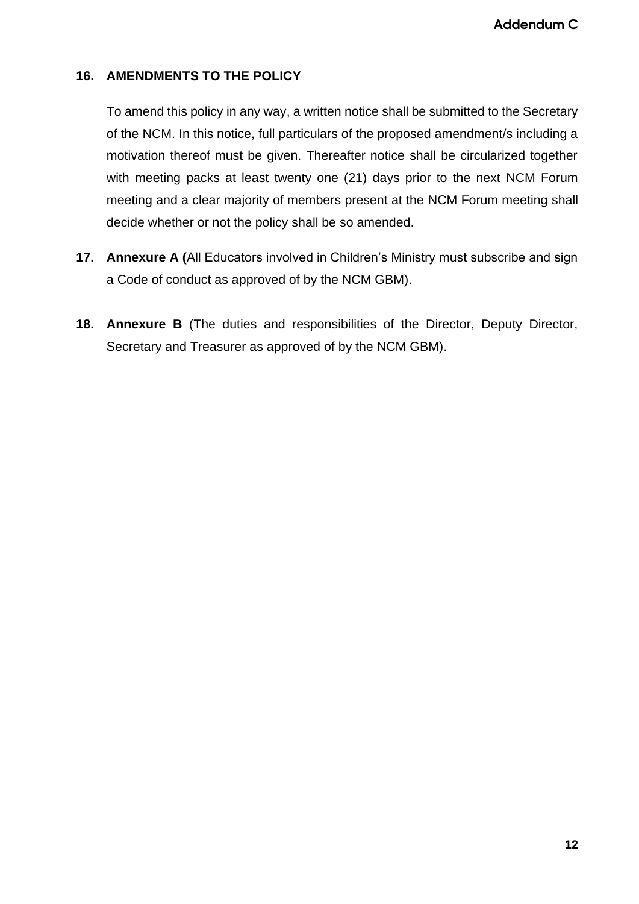## 16. AMENDMENTS TO THE POLICY

To amend this policy in any way, a written notice shall be submitted to the Secretary of the NCM. In this notice, full particulars of the proposed amendment/s including a motivation thereof must be given. Thereafter notice shall be circularized together with meeting packs at least twenty one (21) days prior to the next NCM Forum meeting and a clear majority of members present at the NCM Forum meeting shall decide whether or not the policy shall be so amended.

**17. Annexure A (**All Educators involved in Children's Ministry must subscribe and sign a Code of conduct as approved of by the NCM GBM).

**18. Annexure B** (The duties and responsibilities of the Director, Deputy Director, Secretary and Treasurer as approved of by the NCM GBM).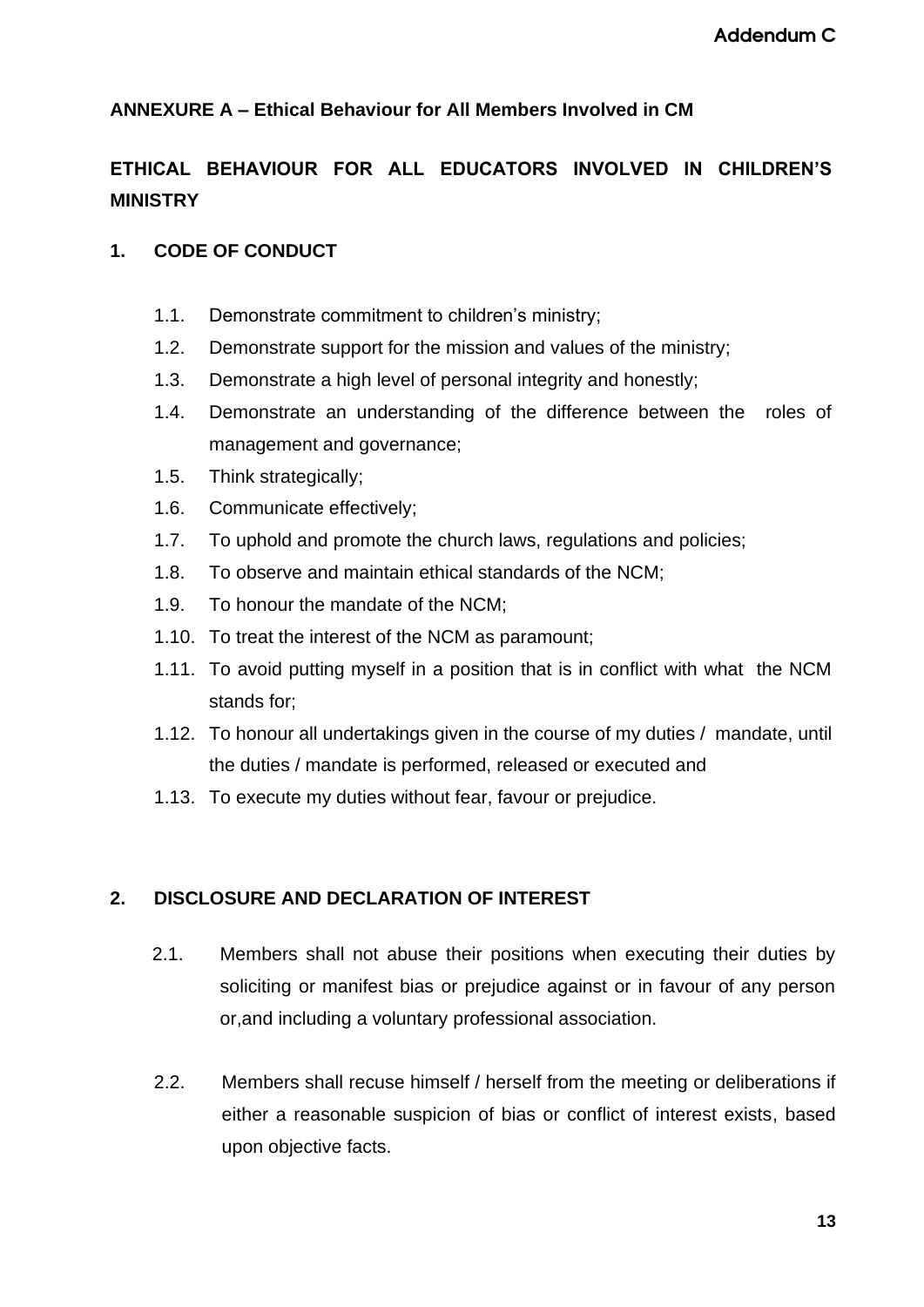Addendum C

**ANNEXURE A – Ethical Behaviour for All Members Involved in CM**

## ETHICAL BEHAVIOUR FOR ALL EDUCATORS INVOLVED IN CHILDREN'S MINISTRY

### 1. CODE OF CONDUCT

1.1. Demonstrate commitment to children's ministry;

1.2. Demonstrate support for the mission and values of the ministry;

1.3. Demonstrate a high level of personal integrity and honestly;

1.4. Demonstrate an understanding of the difference between the roles of management and governance;

1.5. Think strategically;

1.6. Communicate effectively;

1.7. To uphold and promote the church laws, regulations and policies;

1.8. To observe and maintain ethical standards of the NCM;

1.9. To honour the mandate of the NCM;

1.10. To treat the interest of the NCM as paramount;

1.11. To avoid putting myself in a position that is in conflict with what the NCM stands for;

1.12. To honour all undertakings given in the course of my duties / mandate, until the duties / mandate is performed, released or executed and

1.13. To execute my duties without fear, favour or prejudice.

### 2. DISCLOSURE AND DECLARATION OF INTEREST

2.1. Members shall not abuse their positions when executing their duties by soliciting or manifest bias or prejudice against or in favour of any person or,and including a voluntary professional association.

2.2. Members shall recuse himself / herself from the meeting or deliberations if either a reasonable suspicion of bias or conflict of interest exists, based upon objective facts.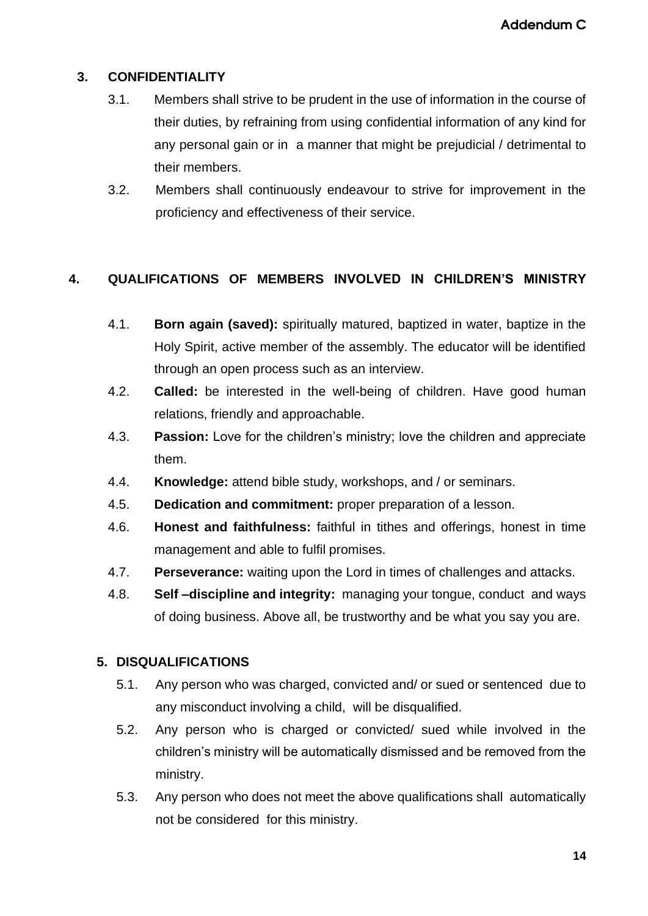## 3. CONFIDENTIALITY

3.1. Members shall strive to be prudent in the use of information in the course of their duties, by refraining from using confidential information of any kind for any personal gain or in a manner that might be prejudicial / detrimental to their members.

3.2. Members shall continuously endeavour to strive for improvement in the proficiency and effectiveness of their service.

## 4. QUALIFICATIONS OF MEMBERS INVOLVED IN CHILDREN'S MINISTRY

4.1. **Born again (saved):** spiritually matured, baptized in water, baptize in the Holy Spirit, active member of the assembly. The educator will be identified through an open process such as an interview.

4.2. **Called:** be interested in the well-being of children. Have good human relations, friendly and approachable.

4.3. **Passion:** Love for the children's ministry; love the children and appreciate them.

4.4. **Knowledge:** attend bible study, workshops, and / or seminars.

4.5. **Dedication and commitment:** proper preparation of a lesson.

4.6. **Honest and faithfulness:** faithful in tithes and offerings, honest in time management and able to fulfil promises.

4.7. **Perseverance:** waiting upon the Lord in times of challenges and attacks.

4.8. **Self –discipline and integrity:** managing your tongue, conduct and ways of doing business. Above all, be trustworthy and be what you say you are.

## 5. DISQUALIFICATIONS

5.1. Any person who was charged, convicted and/ or sued or sentenced due to any misconduct involving a child, will be disqualified.

5.2. Any person who is charged or convicted/ sued while involved in the children's ministry will be automatically dismissed and be removed from the ministry.

5.3. Any person who does not meet the above qualifications shall automatically not be considered for this ministry.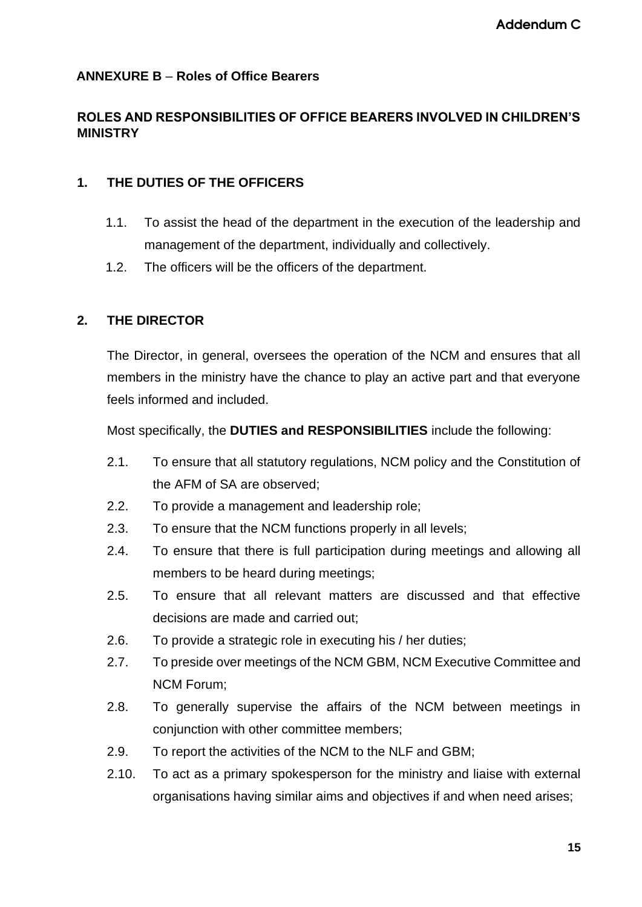**Addendum C**

**ANNEXURE B** – **Roles of Office Bearers**

**ROLES AND RESPONSIBILITIES OF OFFICE BEARERS INVOLVED IN CHILDREN'S MINISTRY**

## 1. THE DUTIES OF THE OFFICERS

1.1. To assist the head of the department in the execution of the leadership and management of the department, individually and collectively.

1.2. The officers will be the officers of the department.

## 2. THE DIRECTOR

The Director, in general, oversees the operation of the NCM and ensures that all members in the ministry have the chance to play an active part and that everyone feels informed and included.

Most specifically, the **DUTIES and RESPONSIBILITIES** include the following:

2.1. To ensure that all statutory regulations, NCM policy and the Constitution of the AFM of SA are observed;

2.2. To provide a management and leadership role;

2.3. To ensure that the NCM functions properly in all levels;

2.4. To ensure that there is full participation during meetings and allowing all members to be heard during meetings;

2.5. To ensure that all relevant matters are discussed and that effective decisions are made and carried out;

2.6. To provide a strategic role in executing his / her duties;

2.7. To preside over meetings of the NCM GBM, NCM Executive Committee and NCM Forum;

2.8. To generally supervise the affairs of the NCM between meetings in conjunction with other committee members;

2.9. To report the activities of the NCM to the NLF and GBM;

2.10. To act as a primary spokesperson for the ministry and liaise with external organisations having similar aims and objectives if and when need arises;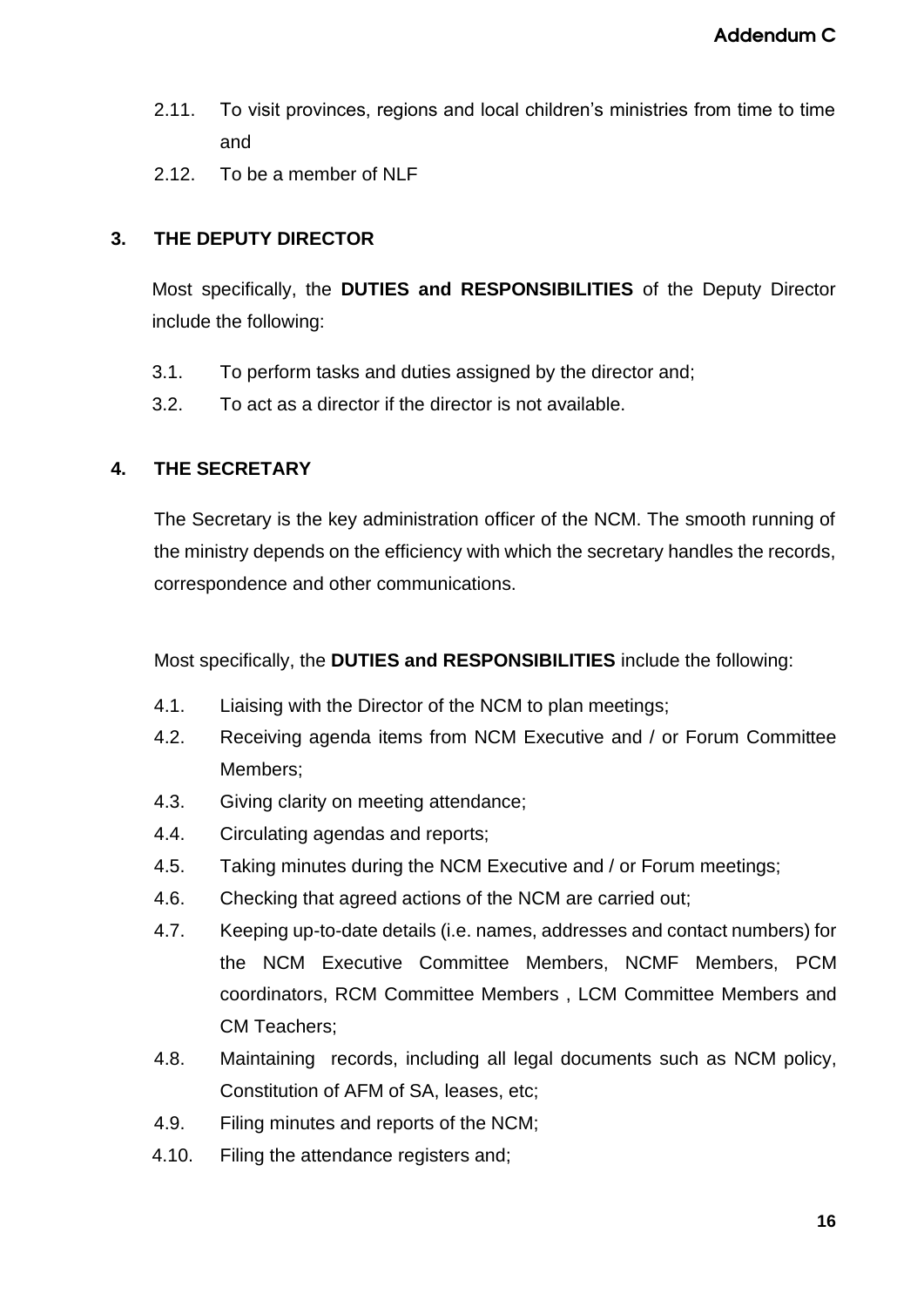2.11. To visit provinces, regions and local children's ministries from time to time and

2.12. To be a member of NLF

## 3. THE DEPUTY DIRECTOR

Most specifically, the **DUTIES and RESPONSIBILITIES** of the Deputy Director include the following:

3.1. To perform tasks and duties assigned by the director and;

3.2. To act as a director if the director is not available.

## 4. THE SECRETARY

The Secretary is the key administration officer of the NCM. The smooth running of the ministry depends on the efficiency with which the secretary handles the records, correspondence and other communications.

Most specifically, the **DUTIES and RESPONSIBILITIES** include the following:

4.1. Liaising with the Director of the NCM to plan meetings;

4.2. Receiving agenda items from NCM Executive and / or Forum Committee Members;

4.3. Giving clarity on meeting attendance;

4.4. Circulating agendas and reports;

4.5. Taking minutes during the NCM Executive and / or Forum meetings;

4.6. Checking that agreed actions of the NCM are carried out;

4.7. Keeping up-to-date details (i.e. names, addresses and contact numbers) for the NCM Executive Committee Members, NCMF Members, PCM coordinators, RCM Committee Members , LCM Committee Members and CM Teachers;

4.8. Maintaining records, including all legal documents such as NCM policy, Constitution of AFM of SA, leases, etc;

4.9. Filing minutes and reports of the NCM;

4.10. Filing the attendance registers and;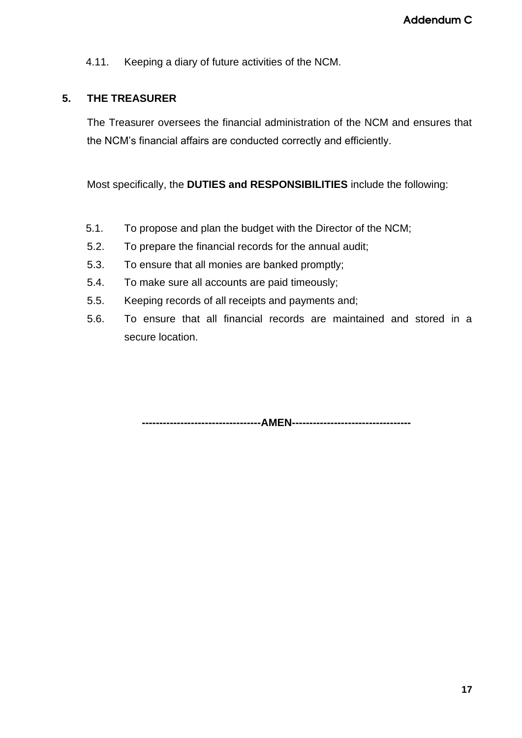4.11. Keeping a diary of future activities of the NCM.

## 5. THE TREASURER

The Treasurer oversees the financial administration of the NCM and ensures that the NCM's financial affairs are conducted correctly and efficiently.

Most specifically, the **DUTIES and RESPONSIBILITIES** include the following:

5.1. To propose and plan the budget with the Director of the NCM;
5.2. To prepare the financial records for the annual audit;
5.3. To ensure that all monies are banked promptly;
5.4. To make sure all accounts are paid timeously;
5.5. Keeping records of all receipts and payments and;
5.6. To ensure that all financial records are maintained and stored in a secure location.

**----------------------------------AMEN----------------------------------**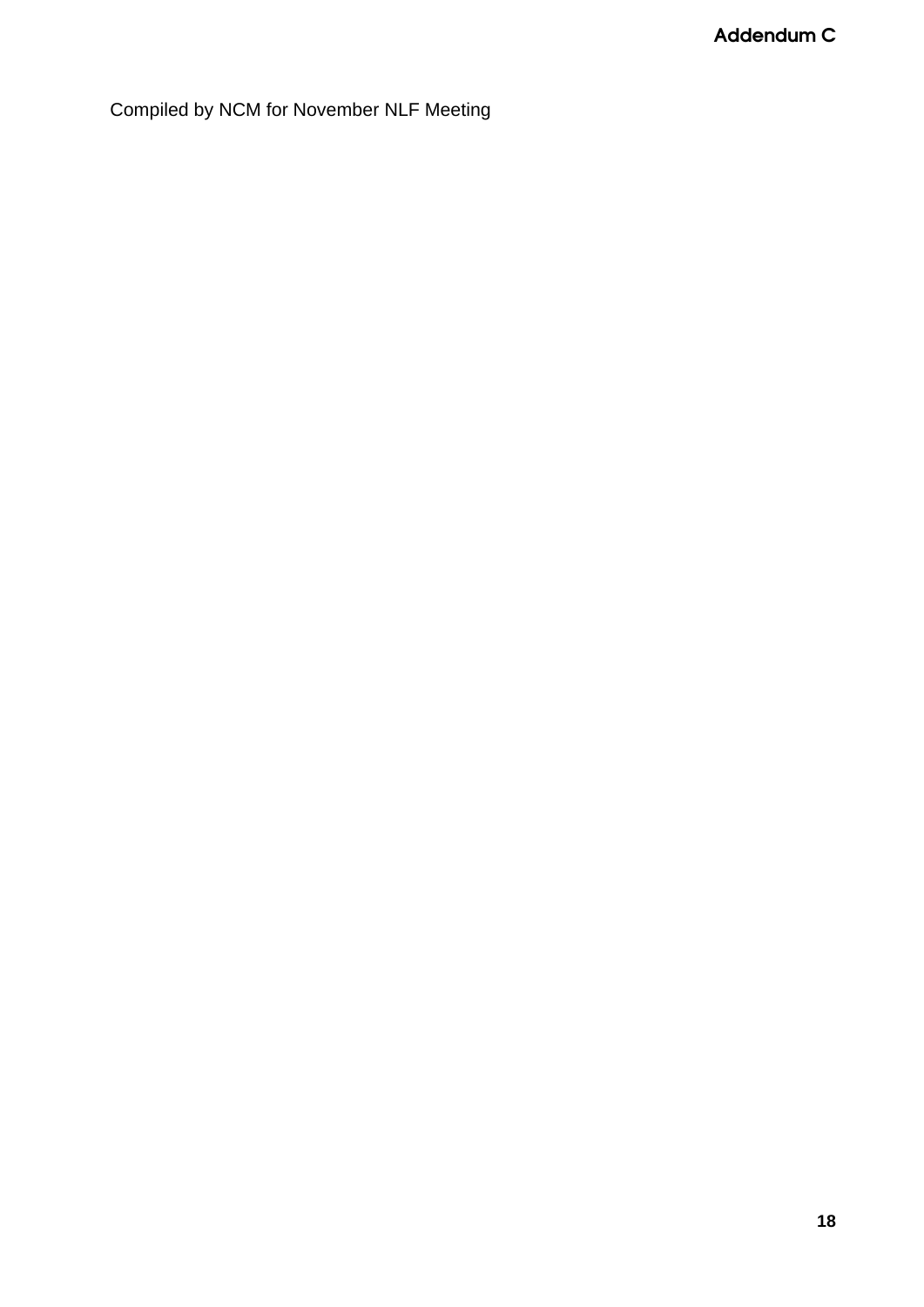# Addendum C

Compiled by NCM for November NLF Meeting